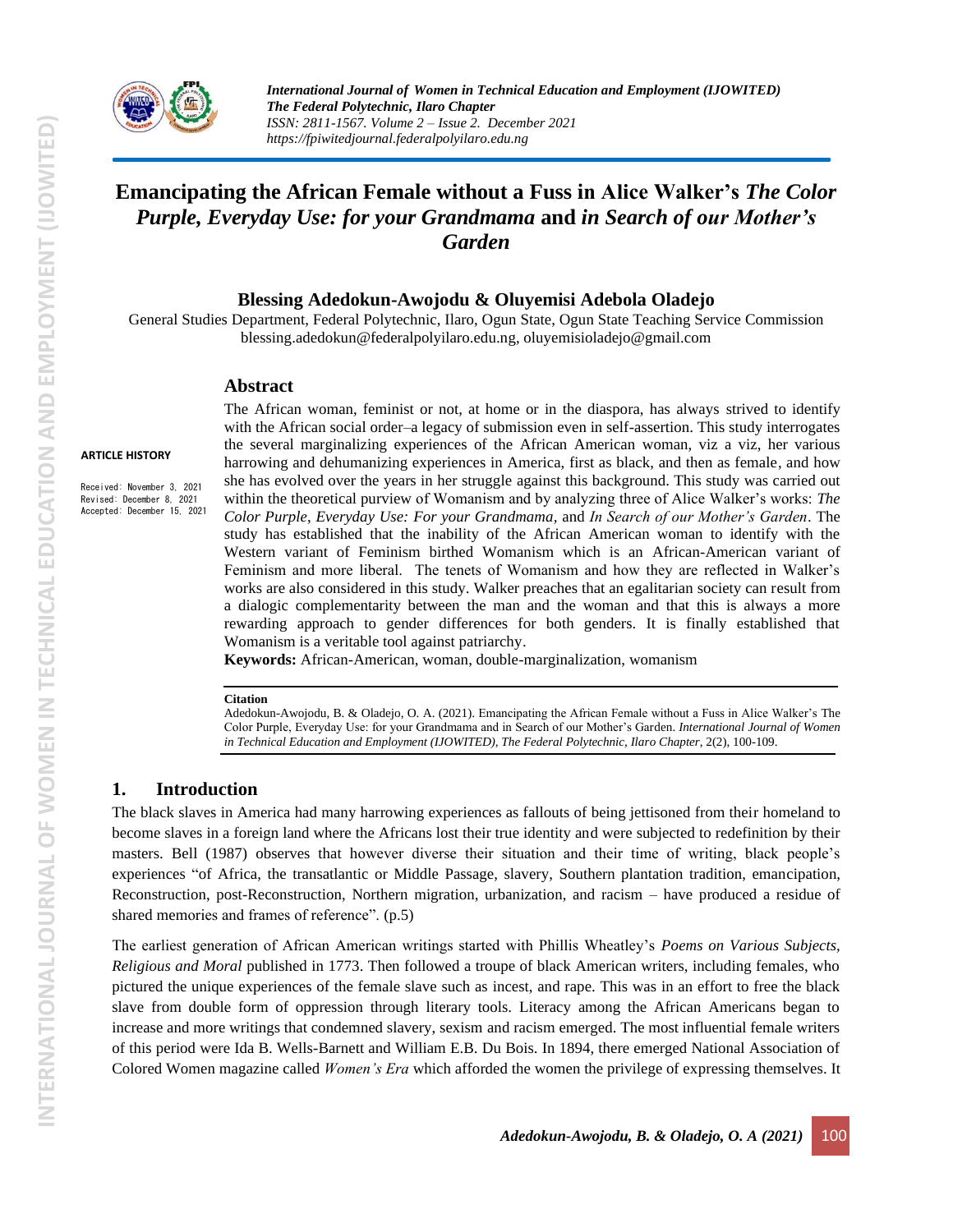# Emancipating the African Female without a Fuss in Alice Walker's *The Color Purple, Everyday Use: for your Grandmama* and *in Search of our Mother's Garden*

**Blessing Adedokun-Awojodu & Oluyemisi Adebola Oladejo**

General Studies Department, Federal Polytechnic, Ilaro, Ogun State, Ogun State Teaching Service Commission
blessing.adedokun@federalpolyilaro.edu.ng, oluyemisioladejo@gmail.com

**ARTICLE HISTORY**

Received: November 3, 2021
Revised: December 8, 2021
Accepted: December 15, 2021

## Abstract

The African woman, feminist or not, at home or in the diaspora, has always strived to identify with the African social order–a legacy of submission even in self-assertion. This study interrogates the several marginalizing experiences of the African American woman, viz a viz, her various harrowing and dehumanizing experiences in America, first as black, and then as female, and how she has evolved over the years in her struggle against this background. This study was carried out within the theoretical purview of Womanism and by analyzing three of Alice Walker's works: *The Color Purple*, *Everyday Use: For your Grandmama*, and *In Search of our Mother's Garden*. The study has established that the inability of the African American woman to identify with the Western variant of Feminism birthed Womanism which is an African-American variant of Feminism and more liberal. The tenets of Womanism and how they are reflected in Walker's works are also considered in this study. Walker preaches that an egalitarian society can result from a dialogic complementarity between the man and the woman and that this is always a more rewarding approach to gender differences for both genders. It is finally established that Womanism is a veritable tool against patriarchy.

**Keywords:** African-American, woman, double-marginalization, womanism

**Citation**

Adedokun-Awojodu, B. & Oladejo, O. A. (2021). Emancipating the African Female without a Fuss in Alice Walker's The Color Purple, Everyday Use: for your Grandmama and in Search of our Mother's Garden. *International Journal of Women in Technical Education and Employment (IJOWITED), The Federal Polytechnic, Ilaro Chapter*, 2(2), 100-109.

## 1. Introduction

The black slaves in America had many harrowing experiences as fallouts of being jettisoned from their homeland to become slaves in a foreign land where the Africans lost their true identity and were subjected to redefinition by their masters. Bell (1987) observes that however diverse their situation and their time of writing, black people's experiences "of Africa, the transatlantic or Middle Passage, slavery, Southern plantation tradition, emancipation, Reconstruction, post-Reconstruction, Northern migration, urbanization, and racism – have produced a residue of shared memories and frames of reference". (p.5)

The earliest generation of African American writings started with Phillis Wheatley's *Poems on Various Subjects, Religious and Moral* published in 1773. Then followed a troupe of black American writers, including females, who pictured the unique experiences of the female slave such as incest, and rape. This was in an effort to free the black slave from double form of oppression through literary tools. Literacy among the African Americans began to increase and more writings that condemned slavery, sexism and racism emerged. The most influential female writers of this period were Ida B. Wells-Barnett and William E.B. Du Bois. In 1894, there emerged National Association of Colored Women magazine called *Women's Era* which afforded the women the privilege of expressing themselves. It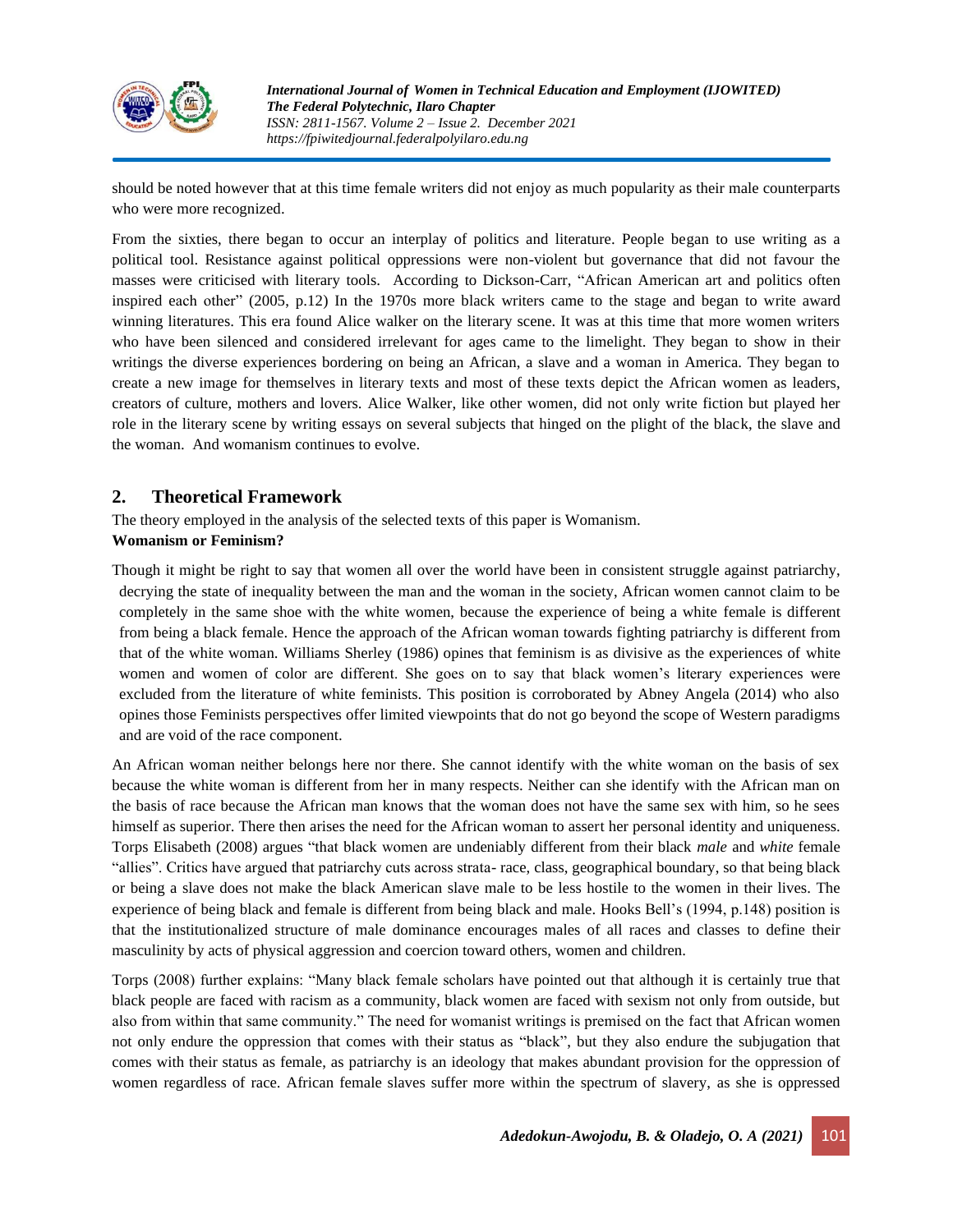should be noted however that at this time female writers did not enjoy as much popularity as their male counterparts who were more recognized.

From the sixties, there began to occur an interplay of politics and literature. People began to use writing as a political tool. Resistance against political oppressions were non-violent but governance that did not favour the masses were criticised with literary tools. According to Dickson-Carr, "African American art and politics often inspired each other" (2005, p.12) In the 1970s more black writers came to the stage and began to write award winning literatures. This era found Alice walker on the literary scene. It was at this time that more women writers who have been silenced and considered irrelevant for ages came to the limelight. They began to show in their writings the diverse experiences bordering on being an African, a slave and a woman in America. They began to create a new image for themselves in literary texts and most of these texts depict the African women as leaders, creators of culture, mothers and lovers. Alice Walker, like other women, did not only write fiction but played her role in the literary scene by writing essays on several subjects that hinged on the plight of the black, the slave and the woman. And womanism continues to evolve.

## 2. Theoretical Framework

The theory employed in the analysis of the selected texts of this paper is Womanism.

**Womanism or Feminism?**

Though it might be right to say that women all over the world have been in consistent struggle against patriarchy, decrying the state of inequality between the man and the woman in the society, African women cannot claim to be completely in the same shoe with the white women, because the experience of being a white female is different from being a black female. Hence the approach of the African woman towards fighting patriarchy is different from that of the white woman. Williams Sherley (1986) opines that feminism is as divisive as the experiences of white women and women of color are different. She goes on to say that black women's literary experiences were excluded from the literature of white feminists. This position is corroborated by Abney Angela (2014) who also opines those Feminists perspectives offer limited viewpoints that do not go beyond the scope of Western paradigms and are void of the race component.

An African woman neither belongs here nor there. She cannot identify with the white woman on the basis of sex because the white woman is different from her in many respects. Neither can she identify with the African man on the basis of race because the African man knows that the woman does not have the same sex with him, so he sees himself as superior. There then arises the need for the African woman to assert her personal identity and uniqueness. Torps Elisabeth (2008) argues "that black women are undeniably different from their black *male* and *white* female "allies". Critics have argued that patriarchy cuts across strata- race, class, geographical boundary, so that being black or being a slave does not make the black American slave male to be less hostile to the women in their lives. The experience of being black and female is different from being black and male. Hooks Bell's (1994, p.148) position is that the institutionalized structure of male dominance encourages males of all races and classes to define their masculinity by acts of physical aggression and coercion toward others, women and children.

Torps (2008) further explains: "Many black female scholars have pointed out that although it is certainly true that black people are faced with racism as a community, black women are faced with sexism not only from outside, but also from within that same community." The need for womanist writings is premised on the fact that African women not only endure the oppression that comes with their status as "black", but they also endure the subjugation that comes with their status as female, as patriarchy is an ideology that makes abundant provision for the oppression of women regardless of race. African female slaves suffer more within the spectrum of slavery, as she is oppressed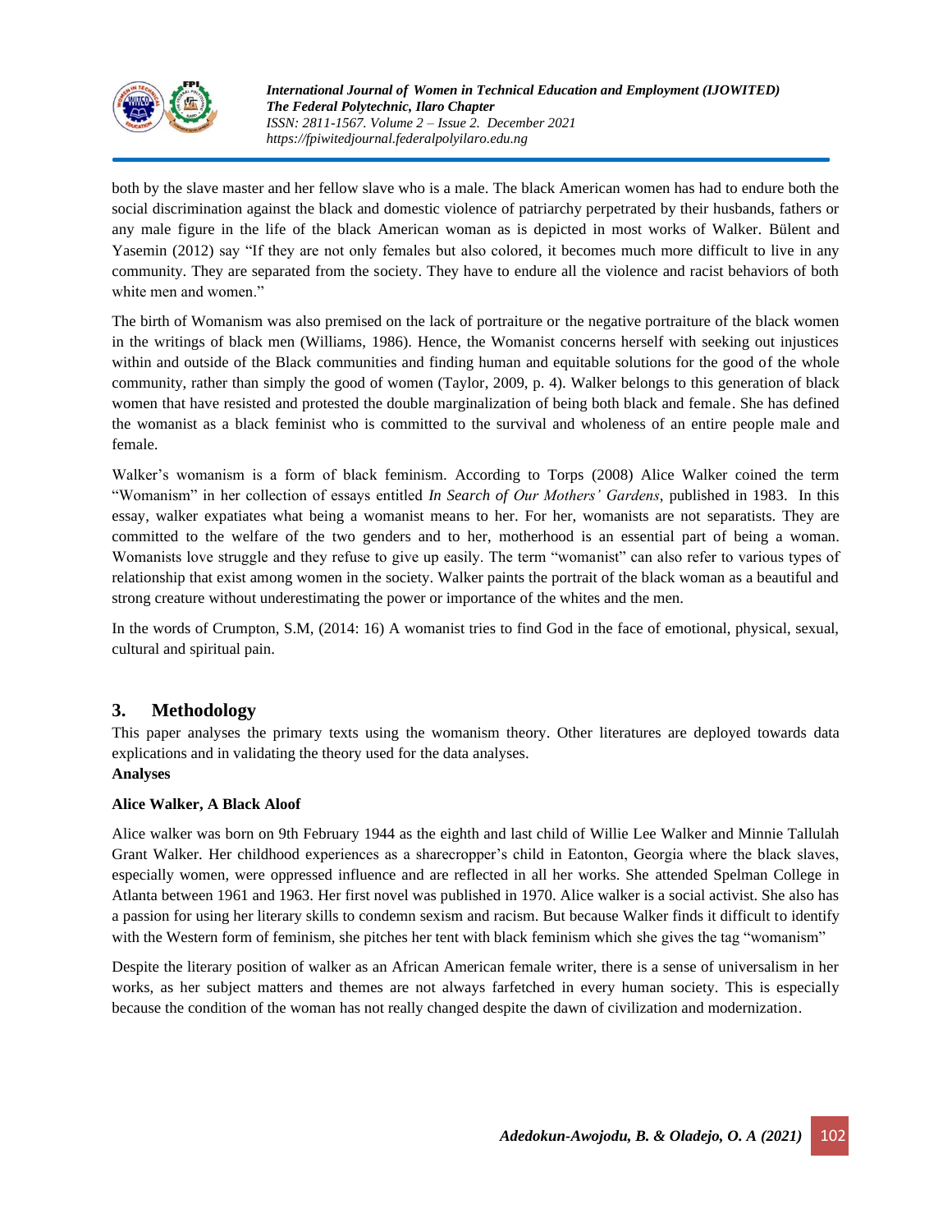both by the slave master and her fellow slave who is a male. The black American women has had to endure both the social discrimination against the black and domestic violence of patriarchy perpetrated by their husbands, fathers or any male figure in the life of the black American woman as is depicted in most works of Walker. Bülent and Yasemin (2012) say "If they are not only females but also colored, it becomes much more difficult to live in any community. They are separated from the society. They have to endure all the violence and racist behaviors of both white men and women."

The birth of Womanism was also premised on the lack of portraiture or the negative portraiture of the black women in the writings of black men (Williams, 1986). Hence, the Womanist concerns herself with seeking out injustices within and outside of the Black communities and finding human and equitable solutions for the good of the whole community, rather than simply the good of women (Taylor, 2009, p. 4). Walker belongs to this generation of black women that have resisted and protested the double marginalization of being both black and female. She has defined the womanist as a black feminist who is committed to the survival and wholeness of an entire people male and female.

Walker's womanism is a form of black feminism. According to Torps (2008) Alice Walker coined the term "Womanism" in her collection of essays entitled *In Search of Our Mothers' Gardens*, published in 1983. In this essay, walker expatiates what being a womanist means to her. For her, womanists are not separatists. They are committed to the welfare of the two genders and to her, motherhood is an essential part of being a woman. Womanists love struggle and they refuse to give up easily. The term "womanist" can also refer to various types of relationship that exist among women in the society. Walker paints the portrait of the black woman as a beautiful and strong creature without underestimating the power or importance of the whites and the men.

In the words of Crumpton, S.M, (2014: 16) A womanist tries to find God in the face of emotional, physical, sexual, cultural and spiritual pain.

## 3. Methodology

This paper analyses the primary texts using the womanism theory. Other literatures are deployed towards data explications and in validating the theory used for the data analyses.

**Analyses**

**Alice Walker, A Black Aloof**

Alice walker was born on 9th February 1944 as the eighth and last child of Willie Lee Walker and Minnie Tallulah Grant Walker. Her childhood experiences as a sharecropper's child in Eatonton, Georgia where the black slaves, especially women, were oppressed influence and are reflected in all her works. She attended Spelman College in Atlanta between 1961 and 1963. Her first novel was published in 1970. Alice walker is a social activist. She also has a passion for using her literary skills to condemn sexism and racism. But because Walker finds it difficult to identify with the Western form of feminism, she pitches her tent with black feminism which she gives the tag "womanism"

Despite the literary position of walker as an African American female writer, there is a sense of universalism in her works, as her subject matters and themes are not always farfetched in every human society. This is especially because the condition of the woman has not really changed despite the dawn of civilization and modernization.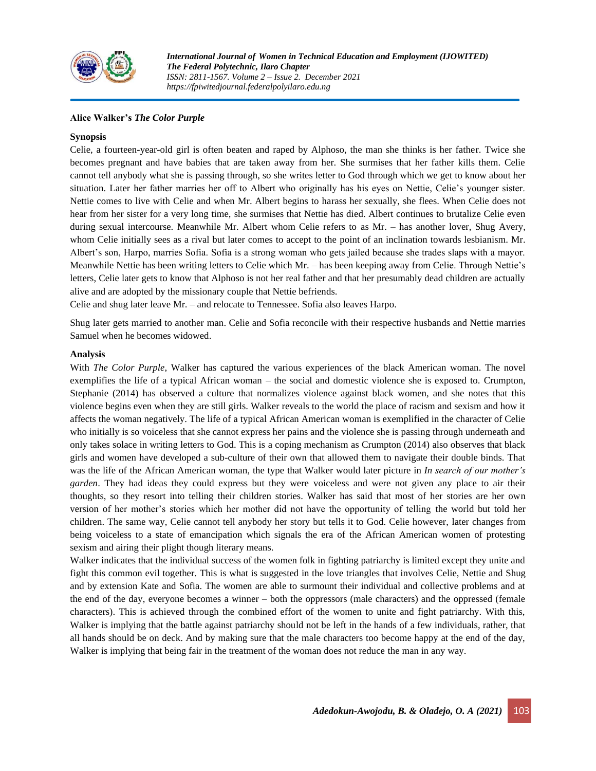**Alice Walker's *The Color Purple***

**Synopsis**

Celie, a fourteen-year-old girl is often beaten and raped by Alphoso, the man she thinks is her father. Twice she becomes pregnant and have babies that are taken away from her. She surmises that her father kills them. Celie cannot tell anybody what she is passing through, so she writes letter to God through which we get to know about her situation. Later her father marries her off to Albert who originally has his eyes on Nettie, Celie's younger sister. Nettie comes to live with Celie and when Mr. Albert begins to harass her sexually, she flees. When Celie does not hear from her sister for a very long time, she surmises that Nettie has died. Albert continues to brutalize Celie even during sexual intercourse. Meanwhile Mr. Albert whom Celie refers to as Mr. – has another lover, Shug Avery, whom Celie initially sees as a rival but later comes to accept to the point of an inclination towards lesbianism. Mr. Albert's son, Harpo, marries Sofia. Sofia is a strong woman who gets jailed because she trades slaps with a mayor. Meanwhile Nettie has been writing letters to Celie which Mr. – has been keeping away from Celie. Through Nettie's letters, Celie later gets to know that Alphoso is not her real father and that her presumably dead children are actually alive and are adopted by the missionary couple that Nettie befriends.

Celie and shug later leave Mr. – and relocate to Tennessee. Sofia also leaves Harpo.

Shug later gets married to another man. Celie and Sofia reconcile with their respective husbands and Nettie marries Samuel when he becomes widowed.

**Analysis**

With *The Color Purple,* Walker has captured the various experiences of the black American woman. The novel exemplifies the life of a typical African woman – the social and domestic violence she is exposed to. Crumpton, Stephanie (2014) has observed a culture that normalizes violence against black women, and she notes that this violence begins even when they are still girls. Walker reveals to the world the place of racism and sexism and how it affects the woman negatively. The life of a typical African American woman is exemplified in the character of Celie who initially is so voiceless that she cannot express her pains and the violence she is passing through underneath and only takes solace in writing letters to God. This is a coping mechanism as Crumpton (2014) also observes that black girls and women have developed a sub-culture of their own that allowed them to navigate their double binds. That was the life of the African American woman, the type that Walker would later picture in *In search of our mother's garden*. They had ideas they could express but they were voiceless and were not given any place to air their thoughts, so they resort into telling their children stories. Walker has said that most of her stories are her own version of her mother's stories which her mother did not have the opportunity of telling the world but told her children. The same way, Celie cannot tell anybody her story but tells it to God. Celie however, later changes from being voiceless to a state of emancipation which signals the era of the African American women of protesting sexism and airing their plight though literary means.

Walker indicates that the individual success of the women folk in fighting patriarchy is limited except they unite and fight this common evil together. This is what is suggested in the love triangles that involves Celie, Nettie and Shug and by extension Kate and Sofia. The women are able to surmount their individual and collective problems and at the end of the day, everyone becomes a winner – both the oppressors (male characters) and the oppressed (female characters). This is achieved through the combined effort of the women to unite and fight patriarchy. With this, Walker is implying that the battle against patriarchy should not be left in the hands of a few individuals, rather, that all hands should be on deck. And by making sure that the male characters too become happy at the end of the day, Walker is implying that being fair in the treatment of the woman does not reduce the man in any way.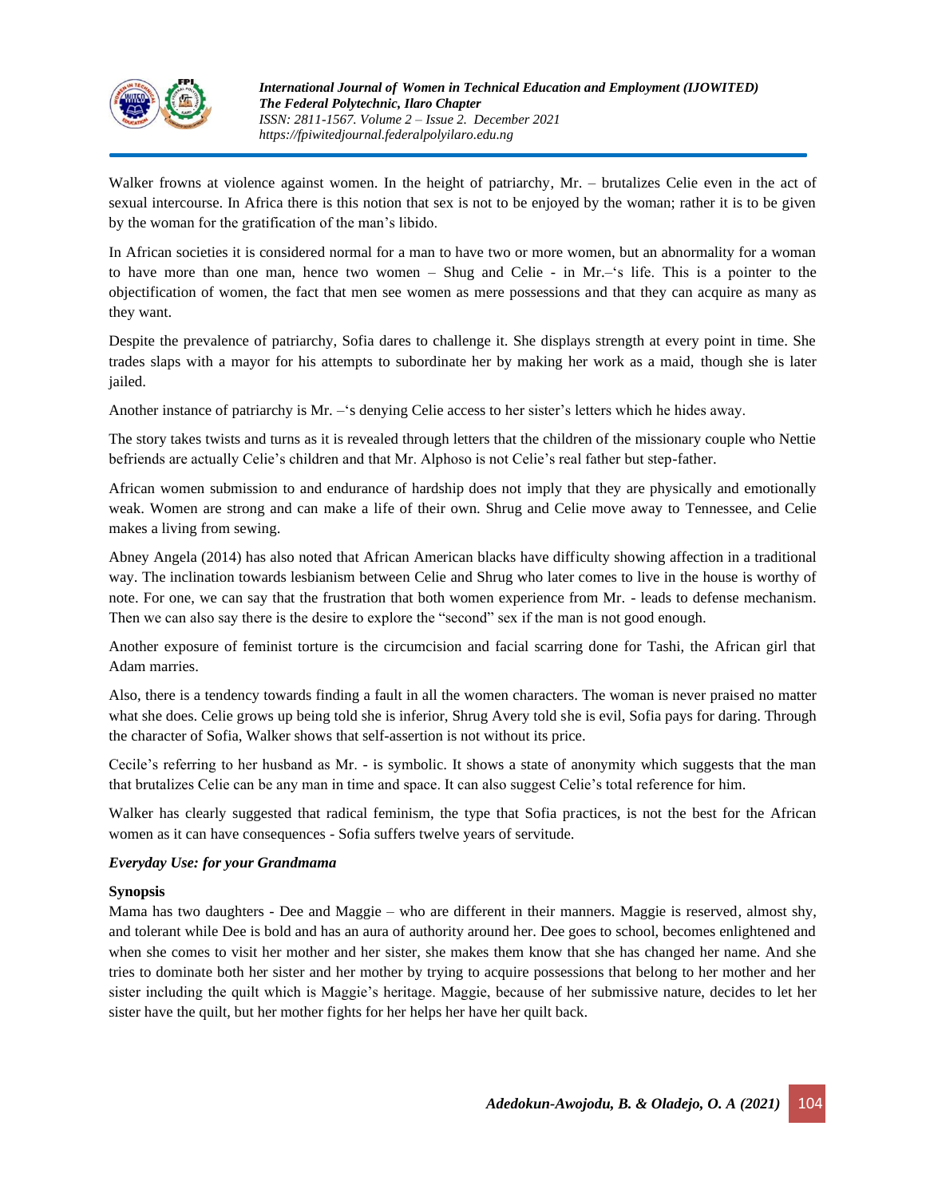Walker frowns at violence against women. In the height of patriarchy, Mr. – brutalizes Celie even in the act of sexual intercourse. In Africa there is this notion that sex is not to be enjoyed by the woman; rather it is to be given by the woman for the gratification of the man's libido.

In African societies it is considered normal for a man to have two or more women, but an abnormality for a woman to have more than one man, hence two women – Shug and Celie - in Mr.–'s life. This is a pointer to the objectification of women, the fact that men see women as mere possessions and that they can acquire as many as they want.

Despite the prevalence of patriarchy, Sofia dares to challenge it. She displays strength at every point in time. She trades slaps with a mayor for his attempts to subordinate her by making her work as a maid, though she is later jailed.

Another instance of patriarchy is Mr. –'s denying Celie access to her sister's letters which he hides away.

The story takes twists and turns as it is revealed through letters that the children of the missionary couple who Nettie befriends are actually Celie's children and that Mr. Alphoso is not Celie's real father but step-father.

African women submission to and endurance of hardship does not imply that they are physically and emotionally weak. Women are strong and can make a life of their own. Shrug and Celie move away to Tennessee, and Celie makes a living from sewing.

Abney Angela (2014) has also noted that African American blacks have difficulty showing affection in a traditional way. The inclination towards lesbianism between Celie and Shrug who later comes to live in the house is worthy of note. For one, we can say that the frustration that both women experience from Mr. - leads to defense mechanism. Then we can also say there is the desire to explore the "second" sex if the man is not good enough.

Another exposure of feminist torture is the circumcision and facial scarring done for Tashi, the African girl that Adam marries.

Also, there is a tendency towards finding a fault in all the women characters. The woman is never praised no matter what she does. Celie grows up being told she is inferior, Shrug Avery told she is evil, Sofia pays for daring. Through the character of Sofia, Walker shows that self-assertion is not without its price.

Cecile's referring to her husband as Mr. - is symbolic. It shows a state of anonymity which suggests that the man that brutalizes Celie can be any man in time and space. It can also suggest Celie's total reference for him.

Walker has clearly suggested that radical feminism, the type that Sofia practices, is not the best for the African women as it can have consequences - Sofia suffers twelve years of servitude.

***Everyday Use: for your Grandmama***

**Synopsis**

Mama has two daughters - Dee and Maggie – who are different in their manners. Maggie is reserved, almost shy, and tolerant while Dee is bold and has an aura of authority around her. Dee goes to school, becomes enlightened and when she comes to visit her mother and her sister, she makes them know that she has changed her name. And she tries to dominate both her sister and her mother by trying to acquire possessions that belong to her mother and her sister including the quilt which is Maggie's heritage. Maggie, because of her submissive nature, decides to let her sister have the quilt, but her mother fights for her helps her have her quilt back.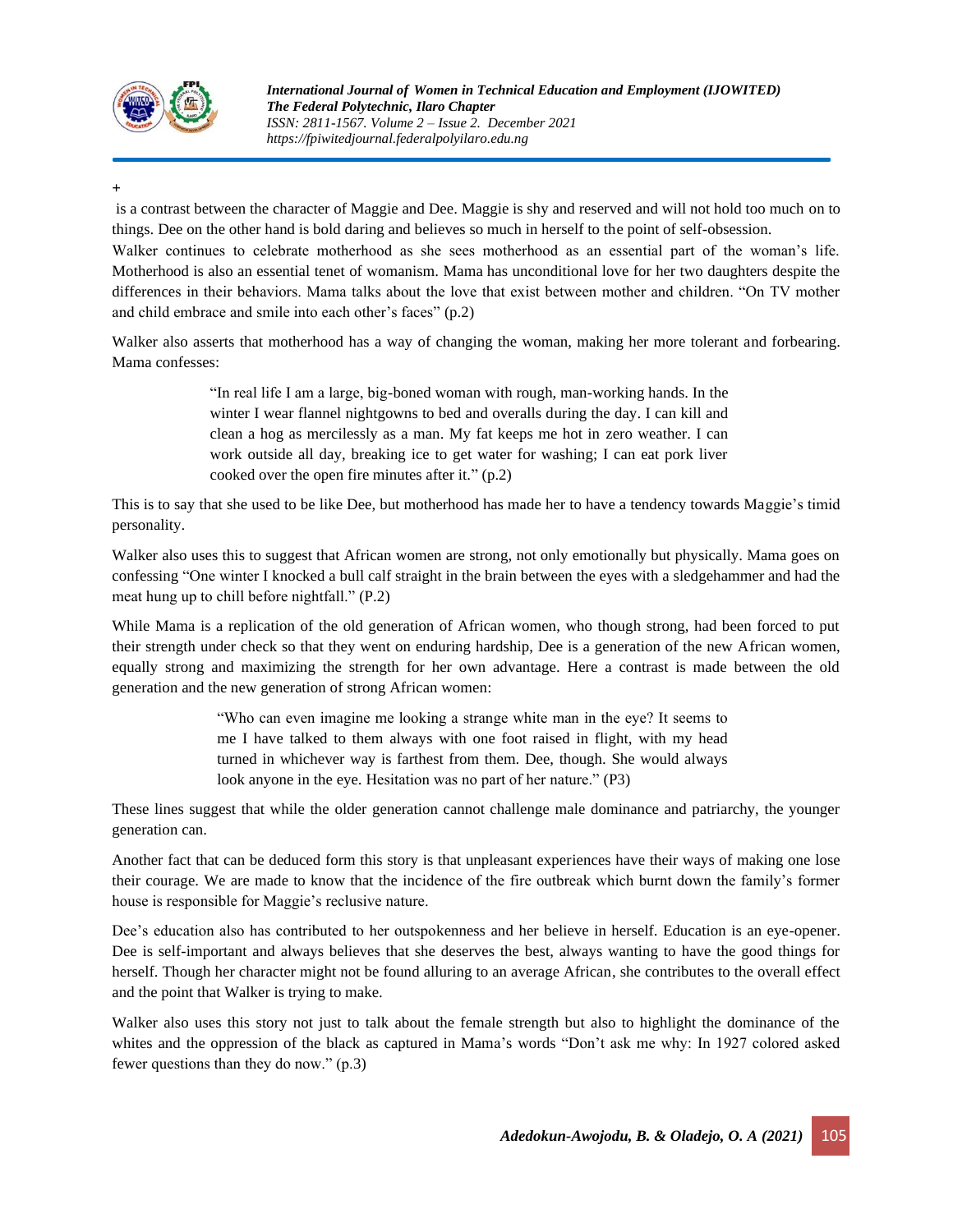+

is a contrast between the character of Maggie and Dee. Maggie is shy and reserved and will not hold too much on to things. Dee on the other hand is bold daring and believes so much in herself to the point of self-obsession.

Walker continues to celebrate motherhood as she sees motherhood as an essential part of the woman's life. Motherhood is also an essential tenet of womanism. Mama has unconditional love for her two daughters despite the differences in their behaviors. Mama talks about the love that exist between mother and children. "On TV mother and child embrace and smile into each other's faces" (p.2)

Walker also asserts that motherhood has a way of changing the woman, making her more tolerant and forbearing. Mama confesses:

> "In real life I am a large, big-boned woman with rough, man-working hands. In the winter I wear flannel nightgowns to bed and overalls during the day. I can kill and clean a hog as mercilessly as a man. My fat keeps me hot in zero weather. I can work outside all day, breaking ice to get water for washing; I can eat pork liver cooked over the open fire minutes after it." (p.2)

This is to say that she used to be like Dee, but motherhood has made her to have a tendency towards Maggie's timid personality.

Walker also uses this to suggest that African women are strong, not only emotionally but physically. Mama goes on confessing "One winter I knocked a bull calf straight in the brain between the eyes with a sledgehammer and had the meat hung up to chill before nightfall." (P.2)

While Mama is a replication of the old generation of African women, who though strong, had been forced to put their strength under check so that they went on enduring hardship, Dee is a generation of the new African women, equally strong and maximizing the strength for her own advantage. Here a contrast is made between the old generation and the new generation of strong African women:

> "Who can even imagine me looking a strange white man in the eye? It seems to me I have talked to them always with one foot raised in flight, with my head turned in whichever way is farthest from them. Dee, though. She would always look anyone in the eye. Hesitation was no part of her nature." (P3)

These lines suggest that while the older generation cannot challenge male dominance and patriarchy, the younger generation can.

Another fact that can be deduced form this story is that unpleasant experiences have their ways of making one lose their courage. We are made to know that the incidence of the fire outbreak which burnt down the family's former house is responsible for Maggie's reclusive nature.

Dee's education also has contributed to her outspokenness and her believe in herself. Education is an eye-opener. Dee is self-important and always believes that she deserves the best, always wanting to have the good things for herself. Though her character might not be found alluring to an average African, she contributes to the overall effect and the point that Walker is trying to make.

Walker also uses this story not just to talk about the female strength but also to highlight the dominance of the whites and the oppression of the black as captured in Mama's words "Don't ask me why: In 1927 colored asked fewer questions than they do now." (p.3)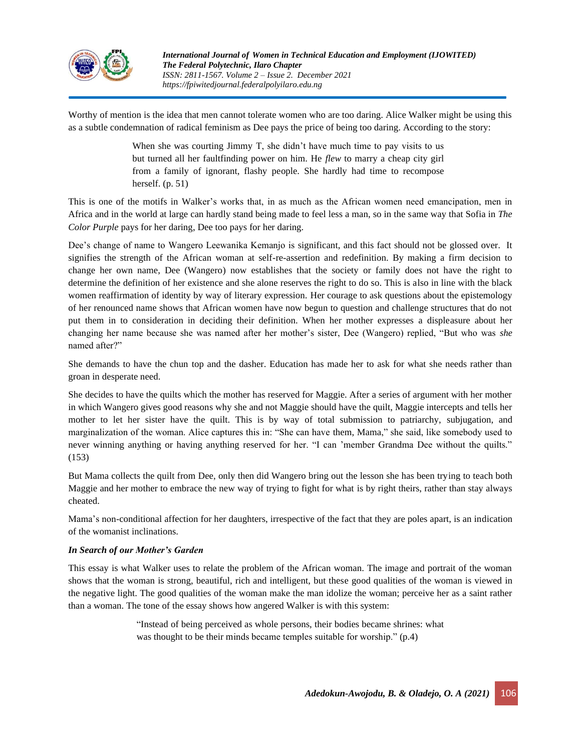Worthy of mention is the idea that men cannot tolerate women who are too daring. Alice Walker might be using this as a subtle condemnation of radical feminism as Dee pays the price of being too daring. According to the story:

> When she was courting Jimmy T, she didn't have much time to pay visits to us but turned all her faultfinding power on him. He *flew* to marry a cheap city girl from a family of ignorant, flashy people. She hardly had time to recompose herself. (p. 51)

This is one of the motifs in Walker's works that, in as much as the African women need emancipation, men in Africa and in the world at large can hardly stand being made to feel less a man, so in the same way that Sofia in *The Color Purple* pays for her daring, Dee too pays for her daring.

Dee's change of name to Wangero Leewanika Kemanjo is significant, and this fact should not be glossed over. It signifies the strength of the African woman at self-re-assertion and redefinition. By making a firm decision to change her own name, Dee (Wangero) now establishes that the society or family does not have the right to determine the definition of her existence and she alone reserves the right to do so. This is also in line with the black women reaffirmation of identity by way of literary expression. Her courage to ask questions about the epistemology of her renounced name shows that African women have now begun to question and challenge structures that do not put them in to consideration in deciding their definition. When her mother expresses a displeasure about her changing her name because she was named after her mother's sister, Dee (Wangero) replied, "But who was *she* named after?"

She demands to have the chun top and the dasher. Education has made her to ask for what she needs rather than groan in desperate need.

She decides to have the quilts which the mother has reserved for Maggie. After a series of argument with her mother in which Wangero gives good reasons why she and not Maggie should have the quilt, Maggie intercepts and tells her mother to let her sister have the quilt. This is by way of total submission to patriarchy, subjugation, and marginalization of the woman. Alice captures this in: "She can have them, Mama," she said, like somebody used to never winning anything or having anything reserved for her. "I can 'member Grandma Dee without the quilts." (153)

But Mama collects the quilt from Dee, only then did Wangero bring out the lesson she has been trying to teach both Maggie and her mother to embrace the new way of trying to fight for what is by right theirs, rather than stay always cheated.

Mama's non-conditional affection for her daughters, irrespective of the fact that they are poles apart, is an indication of the womanist inclinations.

***In Search of our Mother's Garden***

This essay is what Walker uses to relate the problem of the African woman. The image and portrait of the woman shows that the woman is strong, beautiful, rich and intelligent, but these good qualities of the woman is viewed in the negative light. The good qualities of the woman make the man idolize the woman; perceive her as a saint rather than a woman. The tone of the essay shows how angered Walker is with this system:

> "Instead of being perceived as whole persons, their bodies became shrines: what was thought to be their minds became temples suitable for worship." (p.4)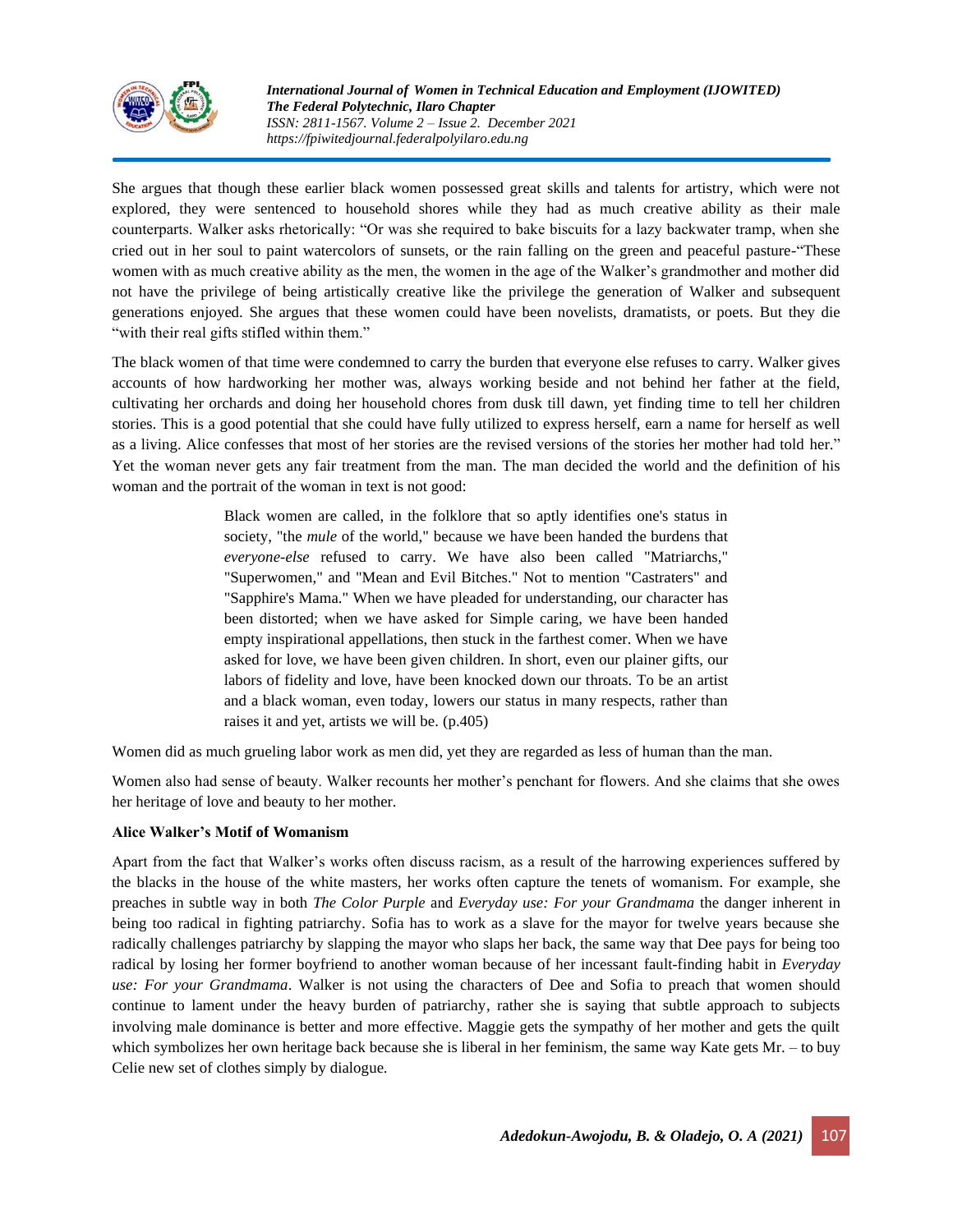She argues that though these earlier black women possessed great skills and talents for artistry, which were not explored, they were sentenced to household shores while they had as much creative ability as their male counterparts. Walker asks rhetorically: “Or was she required to bake biscuits for a lazy backwater tramp, when she cried out in her soul to paint watercolors of sunsets, or the rain falling on the green and peaceful pasture-“These women with as much creative ability as the men, the women in the age of the Walker's grandmother and mother did not have the privilege of being artistically creative like the privilege the generation of Walker and subsequent generations enjoyed. She argues that these women could have been novelists, dramatists, or poets. But they die “with their real gifts stifled within them.”

The black women of that time were condemned to carry the burden that everyone else refuses to carry. Walker gives accounts of how hardworking her mother was, always working beside and not behind her father at the field, cultivating her orchards and doing her household chores from dusk till dawn, yet finding time to tell her children stories. This is a good potential that she could have fully utilized to express herself, earn a name for herself as well as a living. Alice confesses that most of her stories are the revised versions of the stories her mother had told her.” Yet the woman never gets any fair treatment from the man. The man decided the world and the definition of his woman and the portrait of the woman in text is not good:

> Black women are called, in the folklore that so aptly identifies one's status in society, "the *mule* of the world," because we have been handed the burdens that *everyone-else* refused to carry. We have also been called "Matriarchs," "Superwomen," and "Mean and Evil Bitches." Not to mention "Castraters" and "Sapphire's Mama." When we have pleaded for understanding, our character has been distorted; when we have asked for Simple caring, we have been handed empty inspirational appellations, then stuck in the farthest comer. When we have asked for love, we have been given children. In short, even our plainer gifts, our labors of fidelity and love, have been knocked down our throats. To be an artist and a black woman, even today, lowers our status in many respects, rather than raises it and yet, artists we will be. (p.405)

Women did as much grueling labor work as men did, yet they are regarded as less of human than the man.

Women also had sense of beauty. Walker recounts her mother's penchant for flowers. And she claims that she owes her heritage of love and beauty to her mother.

**Alice Walker's Motif of Womanism**

Apart from the fact that Walker's works often discuss racism, as a result of the harrowing experiences suffered by the blacks in the house of the white masters, her works often capture the tenets of womanism. For example, she preaches in subtle way in both *The Color Purple* and *Everyday use: For your Grandmama* the danger inherent in being too radical in fighting patriarchy. Sofia has to work as a slave for the mayor for twelve years because she radically challenges patriarchy by slapping the mayor who slaps her back, the same way that Dee pays for being too radical by losing her former boyfriend to another woman because of her incessant fault-finding habit in *Everyday use: For your Grandmama*. Walker is not using the characters of Dee and Sofia to preach that women should continue to lament under the heavy burden of patriarchy, rather she is saying that subtle approach to subjects involving male dominance is better and more effective. Maggie gets the sympathy of her mother and gets the quilt which symbolizes her own heritage back because she is liberal in her feminism, the same way Kate gets Mr. – to buy Celie new set of clothes simply by dialogue.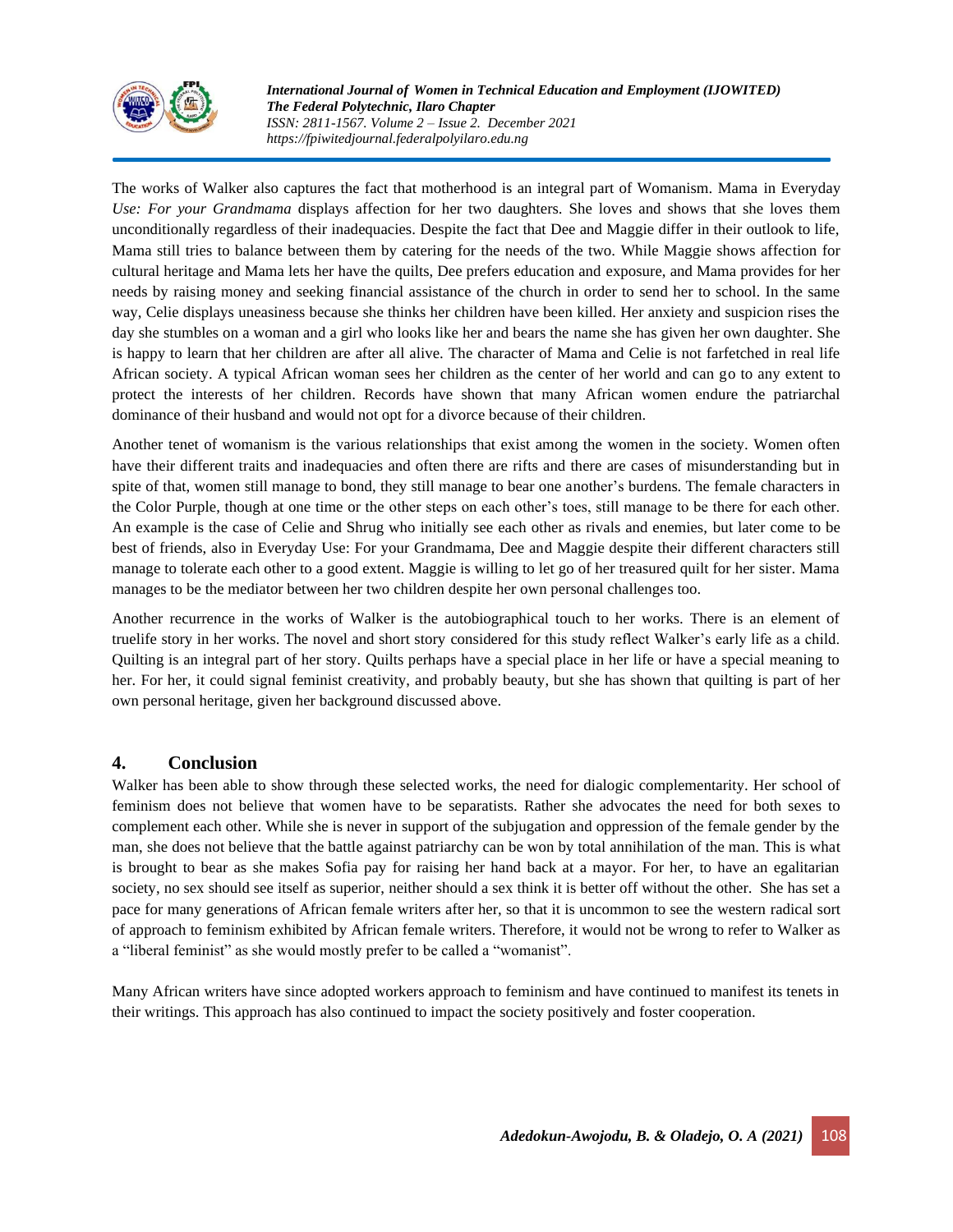The works of Walker also captures the fact that motherhood is an integral part of Womanism. Mama in Everyday *Use: For your Grandmama* displays affection for her two daughters. She loves and shows that she loves them unconditionally regardless of their inadequacies. Despite the fact that Dee and Maggie differ in their outlook to life, Mama still tries to balance between them by catering for the needs of the two. While Maggie shows affection for cultural heritage and Mama lets her have the quilts, Dee prefers education and exposure, and Mama provides for her needs by raising money and seeking financial assistance of the church in order to send her to school. In the same way, Celie displays uneasiness because she thinks her children have been killed. Her anxiety and suspicion rises the day she stumbles on a woman and a girl who looks like her and bears the name she has given her own daughter. She is happy to learn that her children are after all alive. The character of Mama and Celie is not farfetched in real life African society. A typical African woman sees her children as the center of her world and can go to any extent to protect the interests of her children. Records have shown that many African women endure the patriarchal dominance of their husband and would not opt for a divorce because of their children.

Another tenet of womanism is the various relationships that exist among the women in the society. Women often have their different traits and inadequacies and often there are rifts and there are cases of misunderstanding but in spite of that, women still manage to bond, they still manage to bear one another's burdens. The female characters in the Color Purple, though at one time or the other steps on each other's toes, still manage to be there for each other. An example is the case of Celie and Shrug who initially see each other as rivals and enemies, but later come to be best of friends, also in Everyday Use: For your Grandmama, Dee and Maggie despite their different characters still manage to tolerate each other to a good extent. Maggie is willing to let go of her treasured quilt for her sister. Mama manages to be the mediator between her two children despite her own personal challenges too.

Another recurrence in the works of Walker is the autobiographical touch to her works. There is an element of truelife story in her works. The novel and short story considered for this study reflect Walker's early life as a child. Quilting is an integral part of her story. Quilts perhaps have a special place in her life or have a special meaning to her. For her, it could signal feminist creativity, and probably beauty, but she has shown that quilting is part of her own personal heritage, given her background discussed above.

## 4. Conclusion

Walker has been able to show through these selected works, the need for dialogic complementarity. Her school of feminism does not believe that women have to be separatists. Rather she advocates the need for both sexes to complement each other. While she is never in support of the subjugation and oppression of the female gender by the man, she does not believe that the battle against patriarchy can be won by total annihilation of the man. This is what is brought to bear as she makes Sofia pay for raising her hand back at a mayor. For her, to have an egalitarian society, no sex should see itself as superior, neither should a sex think it is better off without the other. She has set a pace for many generations of African female writers after her, so that it is uncommon to see the western radical sort of approach to feminism exhibited by African female writers. Therefore, it would not be wrong to refer to Walker as a "liberal feminist" as she would mostly prefer to be called a "womanist".

Many African writers have since adopted workers approach to feminism and have continued to manifest its tenets in their writings. This approach has also continued to impact the society positively and foster cooperation.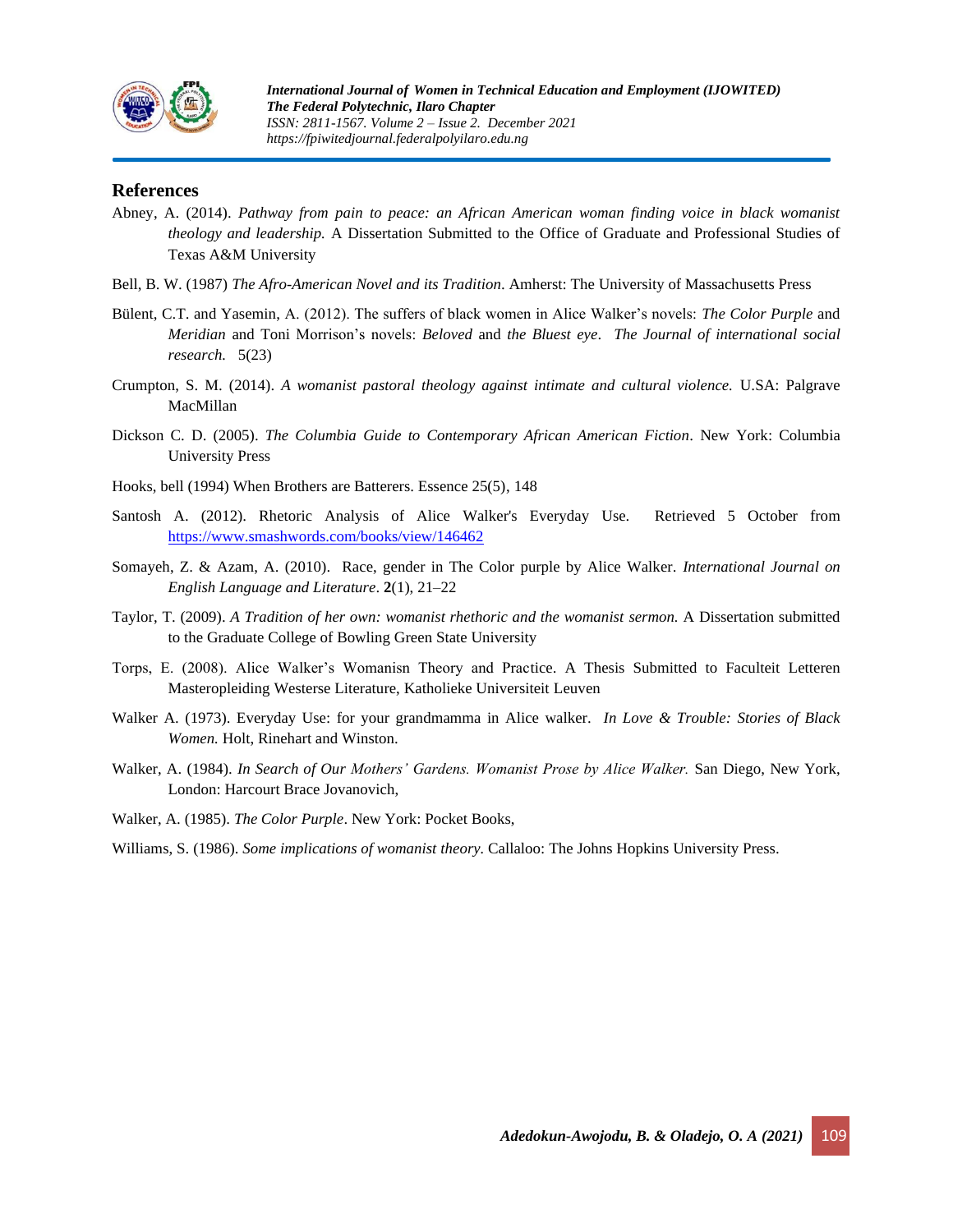## References

Abney, A. (2014). *Pathway from pain to peace: an African American woman finding voice in black womanist theology and leadership.* A Dissertation Submitted to the Office of Graduate and Professional Studies of Texas A&M University

Bell, B. W. (1987) *The Afro-American Novel and its Tradition*. Amherst: The University of Massachusetts Press

Bülent, C.T. and Yasemin, A. (2012). The suffers of black women in Alice Walker's novels: *The Color Purple* and *Meridian* and Toni Morrison's novels: *Beloved* and *the Bluest eye*. *The Journal of international social research.* 5(23)

Crumpton, S. M. (2014). *A womanist pastoral theology against intimate and cultural violence.* U.SA: Palgrave MacMillan

Dickson C. D. (2005). *The Columbia Guide to Contemporary African American Fiction*. New York: Columbia University Press

Hooks, bell (1994) When Brothers are Batterers. Essence 25(5), 148

Santosh A. (2012). Rhetoric Analysis of Alice Walker's Everyday Use. Retrieved 5 October from https://www.smashwords.com/books/view/146462

Somayeh, Z. & Azam, A. (2010). Race, gender in The Color purple by Alice Walker. *International Journal on English Language and Literature*. **2**(1), 21–22

Taylor, T. (2009). *A Tradition of her own: womanist rhethoric and the womanist sermon.* A Dissertation submitted to the Graduate College of Bowling Green State University

Torps, E. (2008). Alice Walker's Womanisn Theory and Practice. A Thesis Submitted to Faculteit Letteren Masteropleiding Westerse Literature, Katholieke Universiteit Leuven

Walker A. (1973). Everyday Use: for your grandmamma in Alice walker. *In Love & Trouble: Stories of Black Women.* Holt, Rinehart and Winston.

Walker, A. (1984). *In Search of Our Mothers' Gardens. Womanist Prose by Alice Walker.* San Diego, New York, London: Harcourt Brace Jovanovich,

Walker, A. (1985). *The Color Purple*. New York: Pocket Books,

Williams, S. (1986). *Some implications of womanist theory*. Callaloo: The Johns Hopkins University Press.